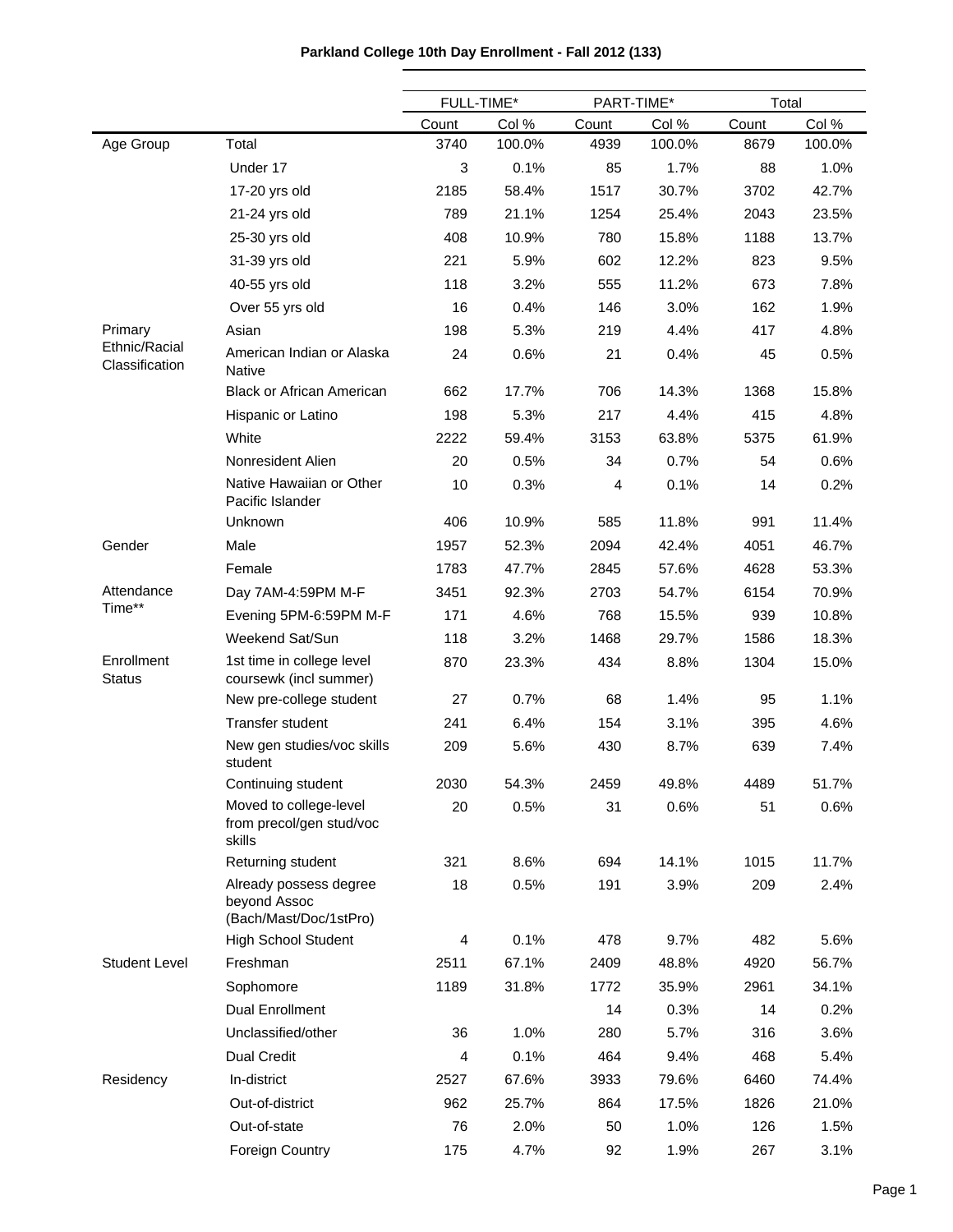# Parkland College 10th Day Enrollment - Fall 2012 (133)

| | | FULL-TIME* | | PART-TIME* | | Total | |
|---|---|---|---|---|---|---|---|
| | | Count | Col % | Count | Col % | Count | Col % |
| Age Group | Total | 3740 | 100.0% | 4939 | 100.0% | 8679 | 100.0% |
| | Under 17 | 3 | 0.1% | 85 | 1.7% | 88 | 1.0% |
| | 17-20 yrs old | 2185 | 58.4% | 1517 | 30.7% | 3702 | 42.7% |
| | 21-24 yrs old | 789 | 21.1% | 1254 | 25.4% | 2043 | 23.5% |
| | 25-30 yrs old | 408 | 10.9% | 780 | 15.8% | 1188 | 13.7% |
| | 31-39 yrs old | 221 | 5.9% | 602 | 12.2% | 823 | 9.5% |
| | 40-55 yrs old | 118 | 3.2% | 555 | 11.2% | 673 | 7.8% |
| | Over 55 yrs old | 16 | 0.4% | 146 | 3.0% | 162 | 1.9% |
| Primary Ethnic/Racial Classification | Asian | 198 | 5.3% | 219 | 4.4% | 417 | 4.8% |
| | American Indian or Alaska Native | 24 | 0.6% | 21 | 0.4% | 45 | 0.5% |
| | Black or African American | 662 | 17.7% | 706 | 14.3% | 1368 | 15.8% |
| | Hispanic or Latino | 198 | 5.3% | 217 | 4.4% | 415 | 4.8% |
| | White | 2222 | 59.4% | 3153 | 63.8% | 5375 | 61.9% |
| | Nonresident Alien | 20 | 0.5% | 34 | 0.7% | 54 | 0.6% |
| | Native Hawaiian or Other Pacific Islander | 10 | 0.3% | 4 | 0.1% | 14 | 0.2% |
| | Unknown | 406 | 10.9% | 585 | 11.8% | 991 | 11.4% |
| Gender | Male | 1957 | 52.3% | 2094 | 42.4% | 4051 | 46.7% |
| | Female | 1783 | 47.7% | 2845 | 57.6% | 4628 | 53.3% |
| Attendance Time** | Day 7AM-4:59PM M-F | 3451 | 92.3% | 2703 | 54.7% | 6154 | 70.9% |
| | Evening 5PM-6:59PM M-F | 171 | 4.6% | 768 | 15.5% | 939 | 10.8% |
| | Weekend Sat/Sun | 118 | 3.2% | 1468 | 29.7% | 1586 | 18.3% |
| Enrollment Status | 1st time in college level coursewk (incl summer) | 870 | 23.3% | 434 | 8.8% | 1304 | 15.0% |
| | New pre-college student | 27 | 0.7% | 68 | 1.4% | 95 | 1.1% |
| | Transfer student | 241 | 6.4% | 154 | 3.1% | 395 | 4.6% |
| | New gen studies/voc skills student | 209 | 5.6% | 430 | 8.7% | 639 | 7.4% |
| | Continuing student | 2030 | 54.3% | 2459 | 49.8% | 4489 | 51.7% |
| | Moved to college-level from precol/gen stud/voc skills | 20 | 0.5% | 31 | 0.6% | 51 | 0.6% |
| | Returning student | 321 | 8.6% | 694 | 14.1% | 1015 | 11.7% |
| | Already possess degree beyond Assoc (Bach/Mast/Doc/1stPro) | 18 | 0.5% | 191 | 3.9% | 209 | 2.4% |
| | High School Student | 4 | 0.1% | 478 | 9.7% | 482 | 5.6% |
| Student Level | Freshman | 2511 | 67.1% | 2409 | 48.8% | 4920 | 56.7% |
| | Sophomore | 1189 | 31.8% | 1772 | 35.9% | 2961 | 34.1% |
| | Dual Enrollment | | | 14 | 0.3% | 14 | 0.2% |
| | Unclassified/other | 36 | 1.0% | 280 | 5.7% | 316 | 3.6% |
| | Dual Credit | 4 | 0.1% | 464 | 9.4% | 468 | 5.4% |
| Residency | In-district | 2527 | 67.6% | 3933 | 79.6% | 6460 | 74.4% |
| | Out-of-district | 962 | 25.7% | 864 | 17.5% | 1826 | 21.0% |
| | Out-of-state | 76 | 2.0% | 50 | 1.0% | 126 | 1.5% |
| | Foreign Country | 175 | 4.7% | 92 | 1.9% | 267 | 3.1% |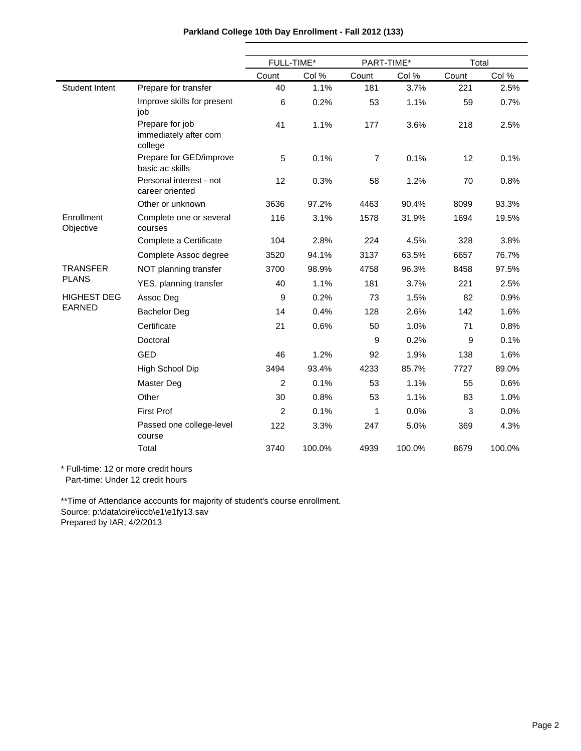**Parkland College 10th Day Enrollment - Fall 2012 (133)**

| | | FULL-TIME* | | PART-TIME* | | Total | |
|---|---|---|---|---|---|---|---|
| | | Count | Col % | Count | Col % | Count | Col % |
| Student Intent | Prepare for transfer | 40 | 1.1% | 181 | 3.7% | 221 | 2.5% |
| | Improve skills for present job | 6 | 0.2% | 53 | 1.1% | 59 | 0.7% |
| | Prepare for job immediately after com college | 41 | 1.1% | 177 | 3.6% | 218 | 2.5% |
| | Prepare for GED/improve basic ac skills | 5 | 0.1% | 7 | 0.1% | 12 | 0.1% |
| | Personal interest - not career oriented | 12 | 0.3% | 58 | 1.2% | 70 | 0.8% |
| | Other or unknown | 3636 | 97.2% | 4463 | 90.4% | 8099 | 93.3% |
| Enrollment Objective | Complete one or several courses | 116 | 3.1% | 1578 | 31.9% | 1694 | 19.5% |
| | Complete a Certificate | 104 | 2.8% | 224 | 4.5% | 328 | 3.8% |
| | Complete Assoc degree | 3520 | 94.1% | 3137 | 63.5% | 6657 | 76.7% |
| TRANSFER PLANS | NOT planning transfer | 3700 | 98.9% | 4758 | 96.3% | 8458 | 97.5% |
| | YES, planning transfer | 40 | 1.1% | 181 | 3.7% | 221 | 2.5% |
| HIGHEST DEG EARNED | Assoc Deg | 9 | 0.2% | 73 | 1.5% | 82 | 0.9% |
| | Bachelor Deg | 14 | 0.4% | 128 | 2.6% | 142 | 1.6% |
| | Certificate | 21 | 0.6% | 50 | 1.0% | 71 | 0.8% |
| | Doctoral | | | 9 | 0.2% | 9 | 0.1% |
| | GED | 46 | 1.2% | 92 | 1.9% | 138 | 1.6% |
| | High School Dip | 3494 | 93.4% | 4233 | 85.7% | 7727 | 89.0% |
| | Master Deg | 2 | 0.1% | 53 | 1.1% | 55 | 0.6% |
| | Other | 30 | 0.8% | 53 | 1.1% | 83 | 1.0% |
| | First Prof | 2 | 0.1% | 1 | 0.0% | 3 | 0.0% |
| | Passed one college-level course | 122 | 3.3% | 247 | 5.0% | 369 | 4.3% |
| | Total | 3740 | 100.0% | 4939 | 100.0% | 8679 | 100.0% |

* Full-time: 12 or more credit hours
Part-time: Under 12 credit hours

**Time of Attendance accounts for majority of student's course enrollment.
Source: p:\data\oire\iccb\e1\e1fy13.sav
Prepared by IAR; 4/2/2013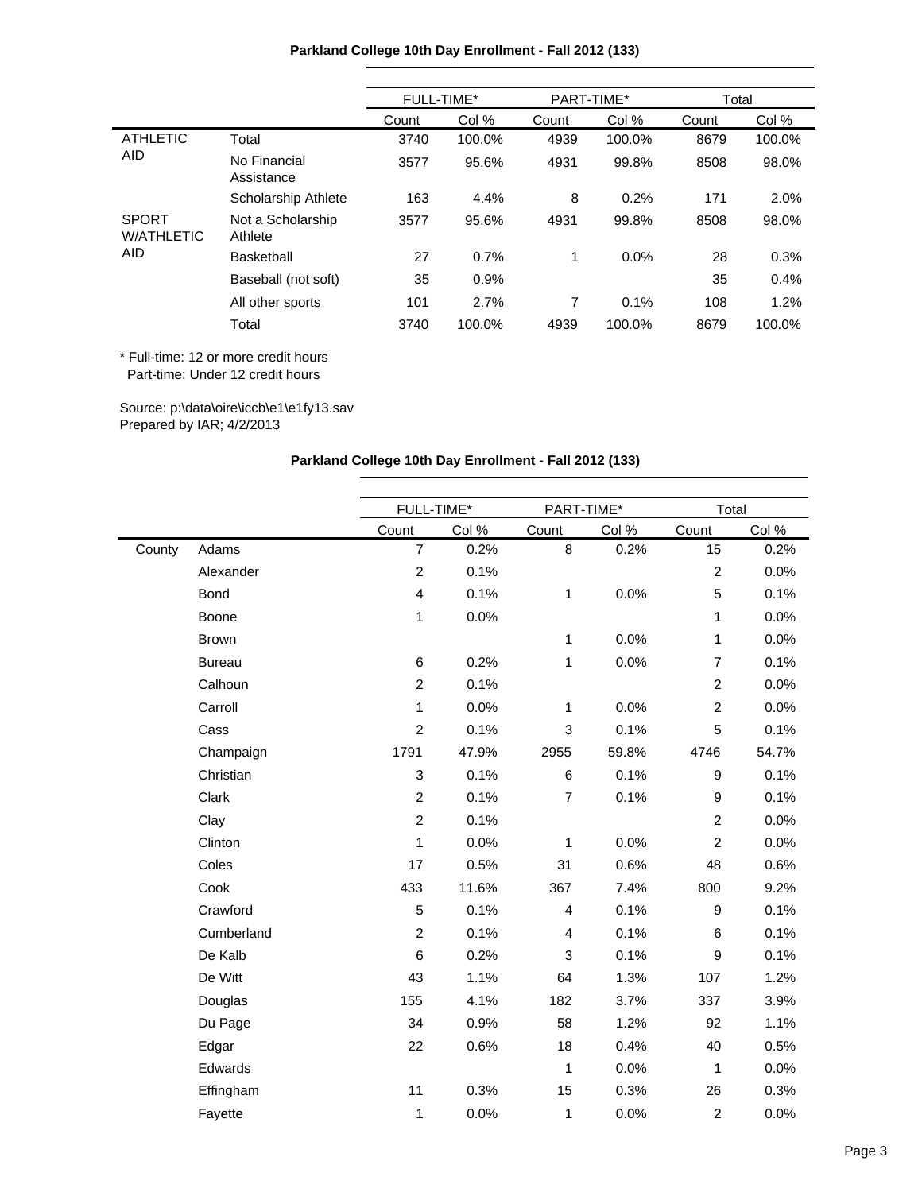**Parkland College 10th Day Enrollment - Fall 2012 (133)**

| | | FULL-TIME* | | PART-TIME* | | Total | |
|---|---|---|---|---|---|---|---|
| | | Count | Col % | Count | Col % | Count | Col % |
| ATHLETIC AID | Total | 3740 | 100.0% | 4939 | 100.0% | 8679 | 100.0% |
| | No Financial Assistance | 3577 | 95.6% | 4931 | 99.8% | 8508 | 98.0% |
| | Scholarship Athlete | 163 | 4.4% | 8 | 0.2% | 171 | 2.0% |
| SPORT W/ATHLETIC AID | Not a Scholarship Athlete | 3577 | 95.6% | 4931 | 99.8% | 8508 | 98.0% |
| | Basketball | 27 | 0.7% | 1 | 0.0% | 28 | 0.3% |
| | Baseball (not soft) | 35 | 0.9% | | | 35 | 0.4% |
| | All other sports | 101 | 2.7% | 7 | 0.1% | 108 | 1.2% |
| | Total | 3740 | 100.0% | 4939 | 100.0% | 8679 | 100.0% |

* Full-time: 12 or more credit hours
  Part-time: Under 12 credit hours

Source: p:\data\oire\iccb\e1\e1fy13.sav
Prepared by IAR; 4/2/2013

**Parkland College 10th Day Enrollment - Fall 2012 (133)**

| | | FULL-TIME* | | PART-TIME* | | Total | |
|---|---|---|---|---|---|---|---|
| | | Count | Col % | Count | Col % | Count | Col % |
| County | Adams | 7 | 0.2% | 8 | 0.2% | 15 | 0.2% |
| | Alexander | 2 | 0.1% | | | 2 | 0.0% |
| | Bond | 4 | 0.1% | 1 | 0.0% | 5 | 0.1% |
| | Boone | 1 | 0.0% | | | 1 | 0.0% |
| | Brown | | | 1 | 0.0% | 1 | 0.0% |
| | Bureau | 6 | 0.2% | 1 | 0.0% | 7 | 0.1% |
| | Calhoun | 2 | 0.1% | | | 2 | 0.0% |
| | Carroll | 1 | 0.0% | 1 | 0.0% | 2 | 0.0% |
| | Cass | 2 | 0.1% | 3 | 0.1% | 5 | 0.1% |
| | Champaign | 1791 | 47.9% | 2955 | 59.8% | 4746 | 54.7% |
| | Christian | 3 | 0.1% | 6 | 0.1% | 9 | 0.1% |
| | Clark | 2 | 0.1% | 7 | 0.1% | 9 | 0.1% |
| | Clay | 2 | 0.1% | | | 2 | 0.0% |
| | Clinton | 1 | 0.0% | 1 | 0.0% | 2 | 0.0% |
| | Coles | 17 | 0.5% | 31 | 0.6% | 48 | 0.6% |
| | Cook | 433 | 11.6% | 367 | 7.4% | 800 | 9.2% |
| | Crawford | 5 | 0.1% | 4 | 0.1% | 9 | 0.1% |
| | Cumberland | 2 | 0.1% | 4 | 0.1% | 6 | 0.1% |
| | De Kalb | 6 | 0.2% | 3 | 0.1% | 9 | 0.1% |
| | De Witt | 43 | 1.1% | 64 | 1.3% | 107 | 1.2% |
| | Douglas | 155 | 4.1% | 182 | 3.7% | 337 | 3.9% |
| | Du Page | 34 | 0.9% | 58 | 1.2% | 92 | 1.1% |
| | Edgar | 22 | 0.6% | 18 | 0.4% | 40 | 0.5% |
| | Edwards | | | 1 | 0.0% | 1 | 0.0% |
| | Effingham | 11 | 0.3% | 15 | 0.3% | 26 | 0.3% |
| | Fayette | 1 | 0.0% | 1 | 0.0% | 2 | 0.0% |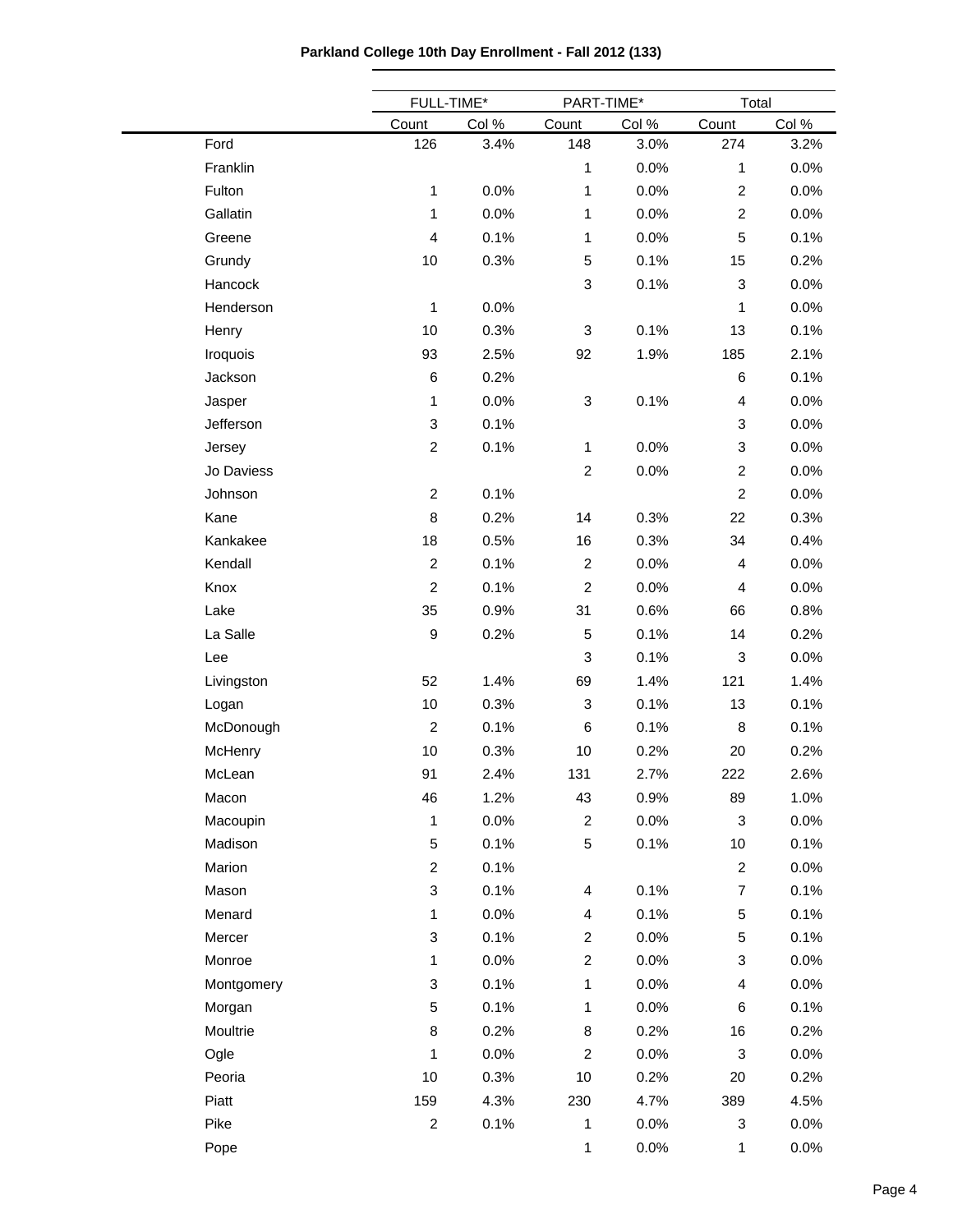**Parkland College 10th Day Enrollment - Fall 2012 (133)**

| | FULL-TIME* | | PART-TIME* | | Total | |
|---|---|---|---|---|---|---|
| | Count | Col % | Count | Col % | Count | Col % |
| Ford | 126 | 3.4% | 148 | 3.0% | 274 | 3.2% |
| Franklin | | | 1 | 0.0% | 1 | 0.0% |
| Fulton | 1 | 0.0% | 1 | 0.0% | 2 | 0.0% |
| Gallatin | 1 | 0.0% | 1 | 0.0% | 2 | 0.0% |
| Greene | 4 | 0.1% | 1 | 0.0% | 5 | 0.1% |
| Grundy | 10 | 0.3% | 5 | 0.1% | 15 | 0.2% |
| Hancock | | | 3 | 0.1% | 3 | 0.0% |
| Henderson | 1 | 0.0% | | | 1 | 0.0% |
| Henry | 10 | 0.3% | 3 | 0.1% | 13 | 0.1% |
| Iroquois | 93 | 2.5% | 92 | 1.9% | 185 | 2.1% |
| Jackson | 6 | 0.2% | | | 6 | 0.1% |
| Jasper | 1 | 0.0% | 3 | 0.1% | 4 | 0.0% |
| Jefferson | 3 | 0.1% | | | 3 | 0.0% |
| Jersey | 2 | 0.1% | 1 | 0.0% | 3 | 0.0% |
| Jo Daviess | | | 2 | 0.0% | 2 | 0.0% |
| Johnson | 2 | 0.1% | | | 2 | 0.0% |
| Kane | 8 | 0.2% | 14 | 0.3% | 22 | 0.3% |
| Kankakee | 18 | 0.5% | 16 | 0.3% | 34 | 0.4% |
| Kendall | 2 | 0.1% | 2 | 0.0% | 4 | 0.0% |
| Knox | 2 | 0.1% | 2 | 0.0% | 4 | 0.0% |
| Lake | 35 | 0.9% | 31 | 0.6% | 66 | 0.8% |
| La Salle | 9 | 0.2% | 5 | 0.1% | 14 | 0.2% |
| Lee | | | 3 | 0.1% | 3 | 0.0% |
| Livingston | 52 | 1.4% | 69 | 1.4% | 121 | 1.4% |
| Logan | 10 | 0.3% | 3 | 0.1% | 13 | 0.1% |
| McDonough | 2 | 0.1% | 6 | 0.1% | 8 | 0.1% |
| McHenry | 10 | 0.3% | 10 | 0.2% | 20 | 0.2% |
| McLean | 91 | 2.4% | 131 | 2.7% | 222 | 2.6% |
| Macon | 46 | 1.2% | 43 | 0.9% | 89 | 1.0% |
| Macoupin | 1 | 0.0% | 2 | 0.0% | 3 | 0.0% |
| Madison | 5 | 0.1% | 5 | 0.1% | 10 | 0.1% |
| Marion | 2 | 0.1% | | | 2 | 0.0% |
| Mason | 3 | 0.1% | 4 | 0.1% | 7 | 0.1% |
| Menard | 1 | 0.0% | 4 | 0.1% | 5 | 0.1% |
| Mercer | 3 | 0.1% | 2 | 0.0% | 5 | 0.1% |
| Monroe | 1 | 0.0% | 2 | 0.0% | 3 | 0.0% |
| Montgomery | 3 | 0.1% | 1 | 0.0% | 4 | 0.0% |
| Morgan | 5 | 0.1% | 1 | 0.0% | 6 | 0.1% |
| Moultrie | 8 | 0.2% | 8 | 0.2% | 16 | 0.2% |
| Ogle | 1 | 0.0% | 2 | 0.0% | 3 | 0.0% |
| Peoria | 10 | 0.3% | 10 | 0.2% | 20 | 0.2% |
| Piatt | 159 | 4.3% | 230 | 4.7% | 389 | 4.5% |
| Pike | 2 | 0.1% | 1 | 0.0% | 3 | 0.0% |
| Pope | | | 1 | 0.0% | 1 | 0.0% |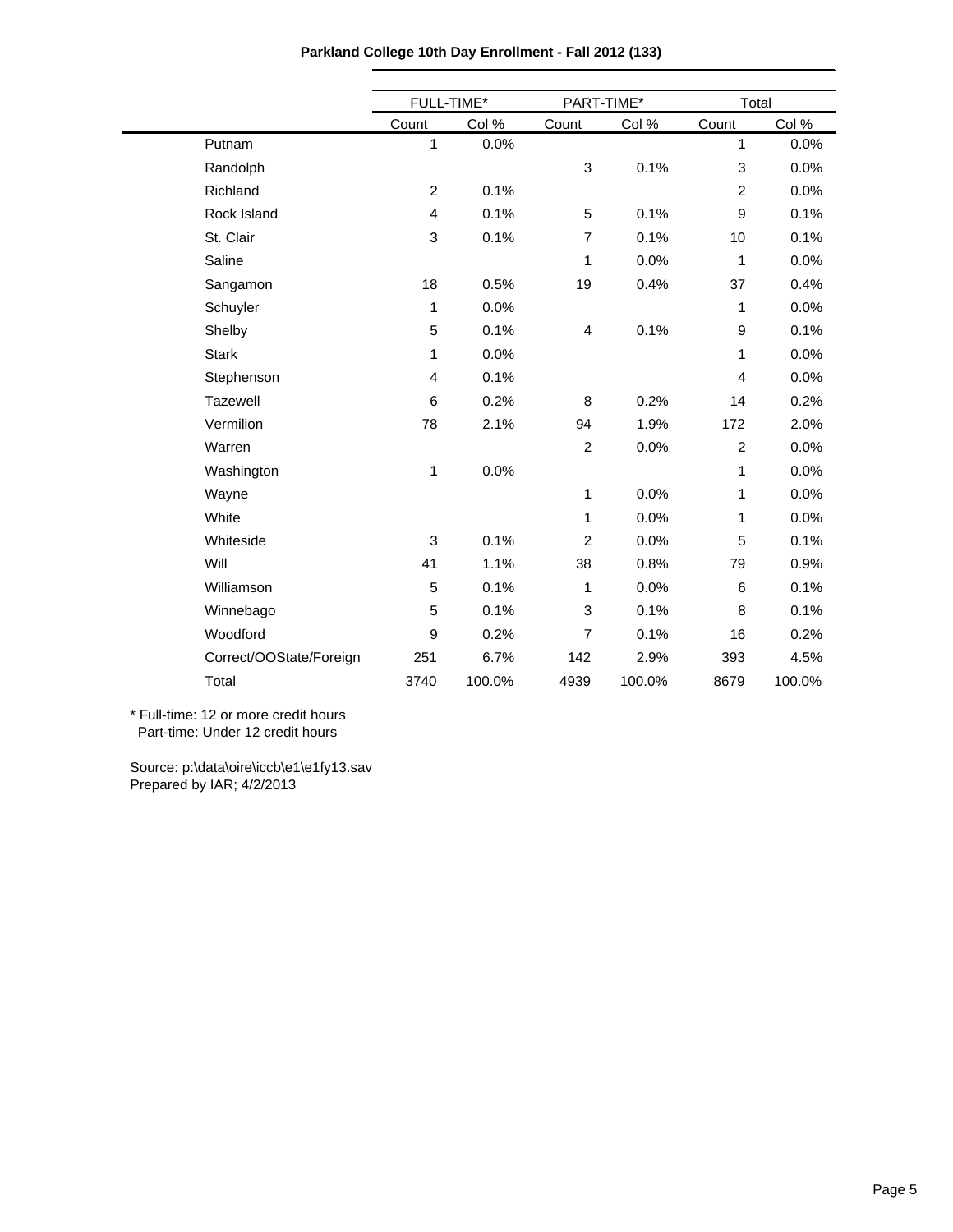**Parkland College 10th Day Enrollment - Fall 2012 (133)**

| | FULL-TIME* | | PART-TIME* | | Total | |
|---|---|---|---|---|---|---|
| | Count | Col % | Count | Col % | Count | Col % |
| Putnam | 1 | 0.0% | | | 1 | 0.0% |
| Randolph | | | 3 | 0.1% | 3 | 0.0% |
| Richland | 2 | 0.1% | | | 2 | 0.0% |
| Rock Island | 4 | 0.1% | 5 | 0.1% | 9 | 0.1% |
| St. Clair | 3 | 0.1% | 7 | 0.1% | 10 | 0.1% |
| Saline | | | 1 | 0.0% | 1 | 0.0% |
| Sangamon | 18 | 0.5% | 19 | 0.4% | 37 | 0.4% |
| Schuyler | 1 | 0.0% | | | 1 | 0.0% |
| Shelby | 5 | 0.1% | 4 | 0.1% | 9 | 0.1% |
| Stark | 1 | 0.0% | | | 1 | 0.0% |
| Stephenson | 4 | 0.1% | | | 4 | 0.0% |
| Tazewell | 6 | 0.2% | 8 | 0.2% | 14 | 0.2% |
| Vermilion | 78 | 2.1% | 94 | 1.9% | 172 | 2.0% |
| Warren | | | 2 | 0.0% | 2 | 0.0% |
| Washington | 1 | 0.0% | | | 1 | 0.0% |
| Wayne | | | 1 | 0.0% | 1 | 0.0% |
| White | | | 1 | 0.0% | 1 | 0.0% |
| Whiteside | 3 | 0.1% | 2 | 0.0% | 5 | 0.1% |
| Will | 41 | 1.1% | 38 | 0.8% | 79 | 0.9% |
| Williamson | 5 | 0.1% | 1 | 0.0% | 6 | 0.1% |
| Winnebago | 5 | 0.1% | 3 | 0.1% | 8 | 0.1% |
| Woodford | 9 | 0.2% | 7 | 0.1% | 16 | 0.2% |
| Correct/OOState/Foreign | 251 | 6.7% | 142 | 2.9% | 393 | 4.5% |
| Total | 3740 | 100.0% | 4939 | 100.0% | 8679 | 100.0% |

* Full-time: 12 or more credit hours
  Part-time: Under 12 credit hours

Source: p:\data\oire\iccb\e1\e1fy13.sav
Prepared by IAR; 4/2/2013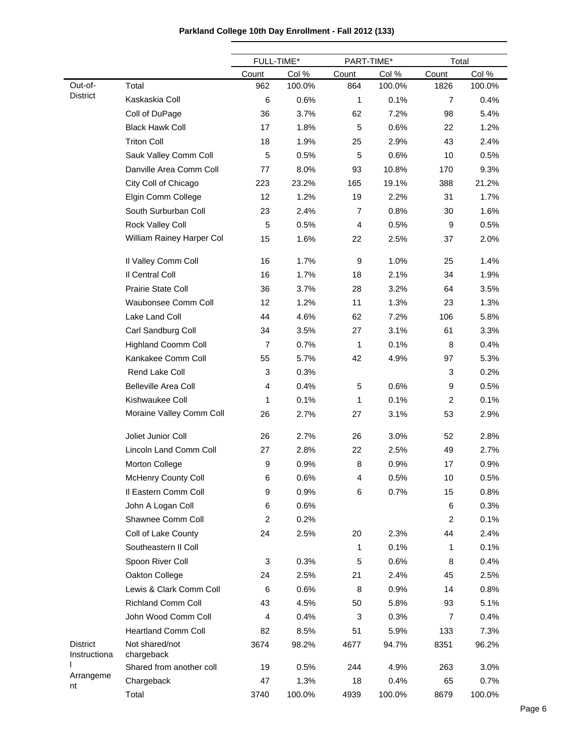**Parkland College 10th Day Enrollment - Fall 2012 (133)**

| | | FULL-TIME* | | PART-TIME* | | Total | |
|---|---|---|---|---|---|---|---|
| | | Count | Col % | Count | Col % | Count | Col % |
| Out-of-District | Total | 962 | 100.0% | 864 | 100.0% | 1826 | 100.0% |
| | Kaskaskia Coll | 6 | 0.6% | 1 | 0.1% | 7 | 0.4% |
| | Coll of DuPage | 36 | 3.7% | 62 | 7.2% | 98 | 5.4% |
| | Black Hawk Coll | 17 | 1.8% | 5 | 0.6% | 22 | 1.2% |
| | Triton Coll | 18 | 1.9% | 25 | 2.9% | 43 | 2.4% |
| | Sauk Valley Comm Coll | 5 | 0.5% | 5 | 0.6% | 10 | 0.5% |
| | Danville Area Comm Coll | 77 | 8.0% | 93 | 10.8% | 170 | 9.3% |
| | City Coll of Chicago | 223 | 23.2% | 165 | 19.1% | 388 | 21.2% |
| | Elgin Comm College | 12 | 1.2% | 19 | 2.2% | 31 | 1.7% |
| | South Surburban Coll | 23 | 2.4% | 7 | 0.8% | 30 | 1.6% |
| | Rock Valley Coll | 5 | 0.5% | 4 | 0.5% | 9 | 0.5% |
| | William Rainey Harper Col | 15 | 1.6% | 22 | 2.5% | 37 | 2.0% |
| | Il Valley Comm Coll | 16 | 1.7% | 9 | 1.0% | 25 | 1.4% |
| | Il Central Coll | 16 | 1.7% | 18 | 2.1% | 34 | 1.9% |
| | Prairie State Coll | 36 | 3.7% | 28 | 3.2% | 64 | 3.5% |
| | Waubonsee Comm Coll | 12 | 1.2% | 11 | 1.3% | 23 | 1.3% |
| | Lake Land Coll | 44 | 4.6% | 62 | 7.2% | 106 | 5.8% |
| | Carl Sandburg Coll | 34 | 3.5% | 27 | 3.1% | 61 | 3.3% |
| | Highland Coomm Coll | 7 | 0.7% | 1 | 0.1% | 8 | 0.4% |
| | Kankakee Comm Coll | 55 | 5.7% | 42 | 4.9% | 97 | 5.3% |
| | Rend Lake Coll | 3 | 0.3% | | | 3 | 0.2% |
| | Belleville Area Coll | 4 | 0.4% | 5 | 0.6% | 9 | 0.5% |
| | Kishwaukee Coll | 1 | 0.1% | 1 | 0.1% | 2 | 0.1% |
| | Moraine Valley Comm Coll | 26 | 2.7% | 27 | 3.1% | 53 | 2.9% |
| | Joliet Junior Coll | 26 | 2.7% | 26 | 3.0% | 52 | 2.8% |
| | Lincoln Land Comm Coll | 27 | 2.8% | 22 | 2.5% | 49 | 2.7% |
| | Morton College | 9 | 0.9% | 8 | 0.9% | 17 | 0.9% |
| | McHenry County Coll | 6 | 0.6% | 4 | 0.5% | 10 | 0.5% |
| | Il Eastern Comm Coll | 9 | 0.9% | 6 | 0.7% | 15 | 0.8% |
| | John A Logan Coll | 6 | 0.6% | | | 6 | 0.3% |
| | Shawnee Comm Coll | 2 | 0.2% | | | 2 | 0.1% |
| | Coll of Lake County | 24 | 2.5% | 20 | 2.3% | 44 | 2.4% |
| | Southeastern Il Coll | | | 1 | 0.1% | 1 | 0.1% |
| | Spoon River Coll | 3 | 0.3% | 5 | 0.6% | 8 | 0.4% |
| | Oakton College | 24 | 2.5% | 21 | 2.4% | 45 | 2.5% |
| | Lewis & Clark Comm Coll | 6 | 0.6% | 8 | 0.9% | 14 | 0.8% |
| | Richland Comm Coll | 43 | 4.5% | 50 | 5.8% | 93 | 5.1% |
| | John Wood Comm Coll | 4 | 0.4% | 3 | 0.3% | 7 | 0.4% |
| | Heartland Comm Coll | 82 | 8.5% | 51 | 5.9% | 133 | 7.3% |
| District Instructional Arrangement | Not shared/not chargeback | 3674 | 98.2% | 4677 | 94.7% | 8351 | 96.2% |
| | Shared from another coll | 19 | 0.5% | 244 | 4.9% | 263 | 3.0% |
| | Chargeback | 47 | 1.3% | 18 | 0.4% | 65 | 0.7% |
| | Total | 3740 | 100.0% | 4939 | 100.0% | 8679 | 100.0% |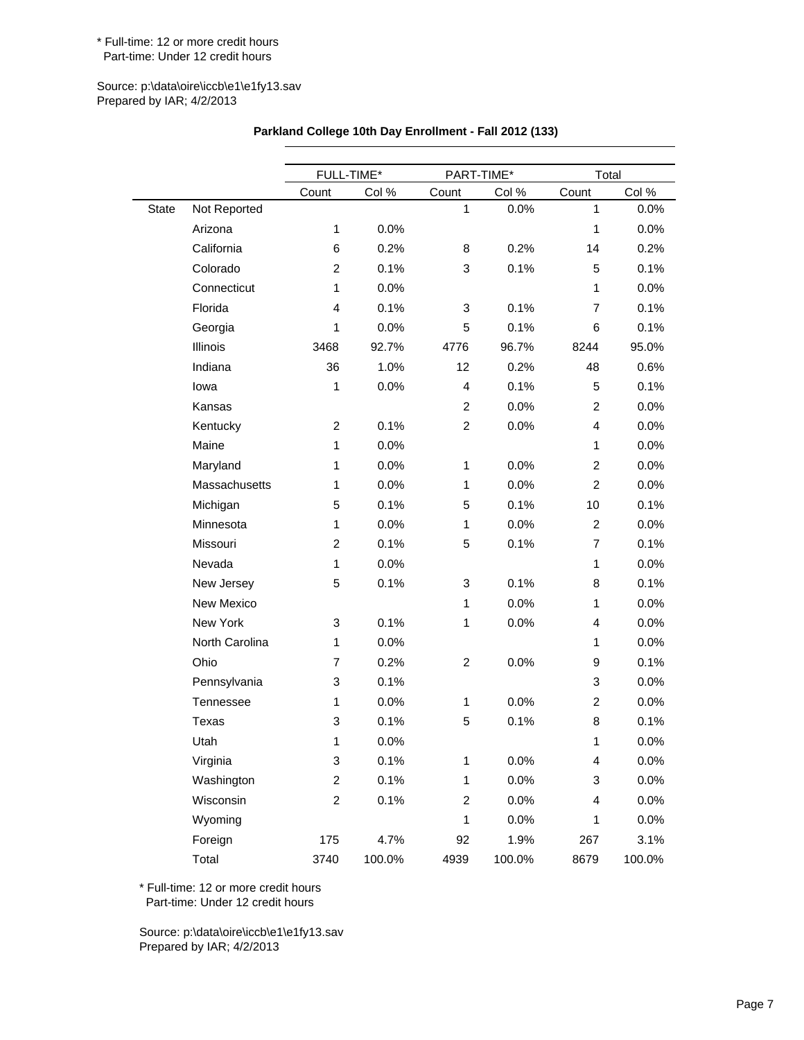* Full-time: 12 or more credit hours
Part-time: Under 12 credit hours

Source: p:\data\oire\iccb\e1\e1fy13.sav
Prepared by IAR; 4/2/2013

**Parkland College 10th Day Enrollment - Fall 2012 (133)**

| | | FULL-TIME* | | PART-TIME* | | Total | |
|---|---|---|---|---|---|---|---|
| | | Count | Col % | Count | Col % | Count | Col % |
| State | Not Reported | | | 1 | 0.0% | 1 | 0.0% |
| | Arizona | 1 | 0.0% | | | 1 | 0.0% |
| | California | 6 | 0.2% | 8 | 0.2% | 14 | 0.2% |
| | Colorado | 2 | 0.1% | 3 | 0.1% | 5 | 0.1% |
| | Connecticut | 1 | 0.0% | | | 1 | 0.0% |
| | Florida | 4 | 0.1% | 3 | 0.1% | 7 | 0.1% |
| | Georgia | 1 | 0.0% | 5 | 0.1% | 6 | 0.1% |
| | Illinois | 3468 | 92.7% | 4776 | 96.7% | 8244 | 95.0% |
| | Indiana | 36 | 1.0% | 12 | 0.2% | 48 | 0.6% |
| | Iowa | 1 | 0.0% | 4 | 0.1% | 5 | 0.1% |
| | Kansas | | | 2 | 0.0% | 2 | 0.0% |
| | Kentucky | 2 | 0.1% | 2 | 0.0% | 4 | 0.0% |
| | Maine | 1 | 0.0% | | | 1 | 0.0% |
| | Maryland | 1 | 0.0% | 1 | 0.0% | 2 | 0.0% |
| | Massachusetts | 1 | 0.0% | 1 | 0.0% | 2 | 0.0% |
| | Michigan | 5 | 0.1% | 5 | 0.1% | 10 | 0.1% |
| | Minnesota | 1 | 0.0% | 1 | 0.0% | 2 | 0.0% |
| | Missouri | 2 | 0.1% | 5 | 0.1% | 7 | 0.1% |
| | Nevada | 1 | 0.0% | | | 1 | 0.0% |
| | New Jersey | 5 | 0.1% | 3 | 0.1% | 8 | 0.1% |
| | New Mexico | | | 1 | 0.0% | 1 | 0.0% |
| | New York | 3 | 0.1% | 1 | 0.0% | 4 | 0.0% |
| | North Carolina | 1 | 0.0% | | | 1 | 0.0% |
| | Ohio | 7 | 0.2% | 2 | 0.0% | 9 | 0.1% |
| | Pennsylvania | 3 | 0.1% | | | 3 | 0.0% |
| | Tennessee | 1 | 0.0% | 1 | 0.0% | 2 | 0.0% |
| | Texas | 3 | 0.1% | 5 | 0.1% | 8 | 0.1% |
| | Utah | 1 | 0.0% | | | 1 | 0.0% |
| | Virginia | 3 | 0.1% | 1 | 0.0% | 4 | 0.0% |
| | Washington | 2 | 0.1% | 1 | 0.0% | 3 | 0.0% |
| | Wisconsin | 2 | 0.1% | 2 | 0.0% | 4 | 0.0% |
| | Wyoming | | | 1 | 0.0% | 1 | 0.0% |
| | Foreign | 175 | 4.7% | 92 | 1.9% | 267 | 3.1% |
| | Total | 3740 | 100.0% | 4939 | 100.0% | 8679 | 100.0% |

* Full-time: 12 or more credit hours
Part-time: Under 12 credit hours

Source: p:\data\oire\iccb\e1\e1fy13.sav
Prepared by IAR; 4/2/2013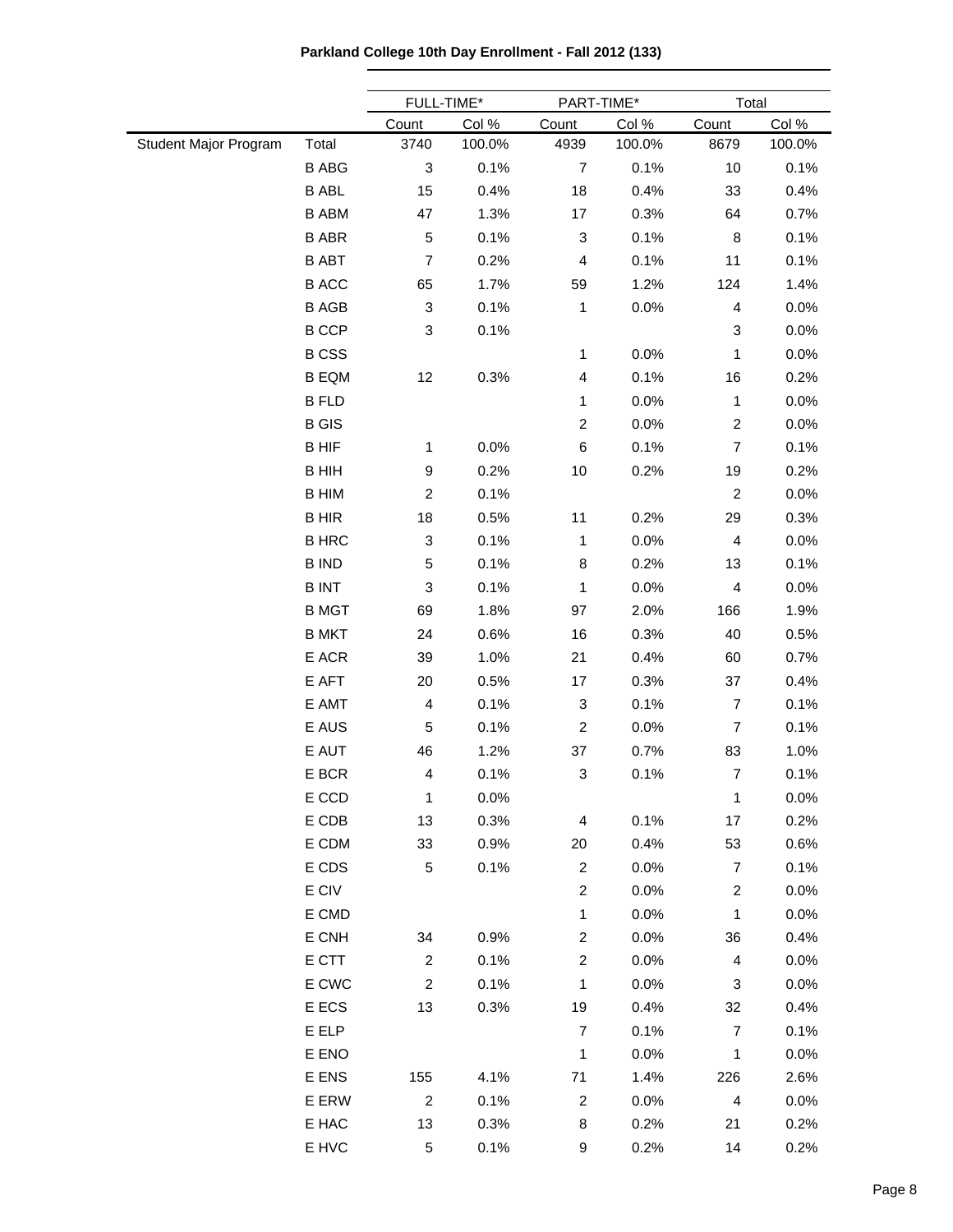**Parkland College 10th Day Enrollment - Fall 2012 (133)**

| | | FULL-TIME* | | PART-TIME* | | Total | |
|---|---|---|---|---|---|---|---|
| | | Count | Col % | Count | Col % | Count | Col % |
| Student Major Program | Total | 3740 | 100.0% | 4939 | 100.0% | 8679 | 100.0% |
| | B ABG | 3 | 0.1% | 7 | 0.1% | 10 | 0.1% |
| | B ABL | 15 | 0.4% | 18 | 0.4% | 33 | 0.4% |
| | B ABM | 47 | 1.3% | 17 | 0.3% | 64 | 0.7% |
| | B ABR | 5 | 0.1% | 3 | 0.1% | 8 | 0.1% |
| | B ABT | 7 | 0.2% | 4 | 0.1% | 11 | 0.1% |
| | B ACC | 65 | 1.7% | 59 | 1.2% | 124 | 1.4% |
| | B AGB | 3 | 0.1% | 1 | 0.0% | 4 | 0.0% |
| | B CCP | 3 | 0.1% | | | 3 | 0.0% |
| | B CSS | | | 1 | 0.0% | 1 | 0.0% |
| | B EQM | 12 | 0.3% | 4 | 0.1% | 16 | 0.2% |
| | B FLD | | | 1 | 0.0% | 1 | 0.0% |
| | B GIS | | | 2 | 0.0% | 2 | 0.0% |
| | B HIF | 1 | 0.0% | 6 | 0.1% | 7 | 0.1% |
| | B HIH | 9 | 0.2% | 10 | 0.2% | 19 | 0.2% |
| | B HIM | 2 | 0.1% | | | 2 | 0.0% |
| | B HIR | 18 | 0.5% | 11 | 0.2% | 29 | 0.3% |
| | B HRC | 3 | 0.1% | 1 | 0.0% | 4 | 0.0% |
| | B IND | 5 | 0.1% | 8 | 0.2% | 13 | 0.1% |
| | B INT | 3 | 0.1% | 1 | 0.0% | 4 | 0.0% |
| | B MGT | 69 | 1.8% | 97 | 2.0% | 166 | 1.9% |
| | B MKT | 24 | 0.6% | 16 | 0.3% | 40 | 0.5% |
| | E ACR | 39 | 1.0% | 21 | 0.4% | 60 | 0.7% |
| | E AFT | 20 | 0.5% | 17 | 0.3% | 37 | 0.4% |
| | E AMT | 4 | 0.1% | 3 | 0.1% | 7 | 0.1% |
| | E AUS | 5 | 0.1% | 2 | 0.0% | 7 | 0.1% |
| | E AUT | 46 | 1.2% | 37 | 0.7% | 83 | 1.0% |
| | E BCR | 4 | 0.1% | 3 | 0.1% | 7 | 0.1% |
| | E CCD | 1 | 0.0% | | | 1 | 0.0% |
| | E CDB | 13 | 0.3% | 4 | 0.1% | 17 | 0.2% |
| | E CDM | 33 | 0.9% | 20 | 0.4% | 53 | 0.6% |
| | E CDS | 5 | 0.1% | 2 | 0.0% | 7 | 0.1% |
| | E CIV | | | 2 | 0.0% | 2 | 0.0% |
| | E CMD | | | 1 | 0.0% | 1 | 0.0% |
| | E CNH | 34 | 0.9% | 2 | 0.0% | 36 | 0.4% |
| | E CTT | 2 | 0.1% | 2 | 0.0% | 4 | 0.0% |
| | E CWC | 2 | 0.1% | 1 | 0.0% | 3 | 0.0% |
| | E ECS | 13 | 0.3% | 19 | 0.4% | 32 | 0.4% |
| | E ELP | | | 7 | 0.1% | 7 | 0.1% |
| | E ENO | | | 1 | 0.0% | 1 | 0.0% |
| | E ENS | 155 | 4.1% | 71 | 1.4% | 226 | 2.6% |
| | E ERW | 2 | 0.1% | 2 | 0.0% | 4 | 0.0% |
| | E HAC | 13 | 0.3% | 8 | 0.2% | 21 | 0.2% |
| | E HVC | 5 | 0.1% | 9 | 0.2% | 14 | 0.2% |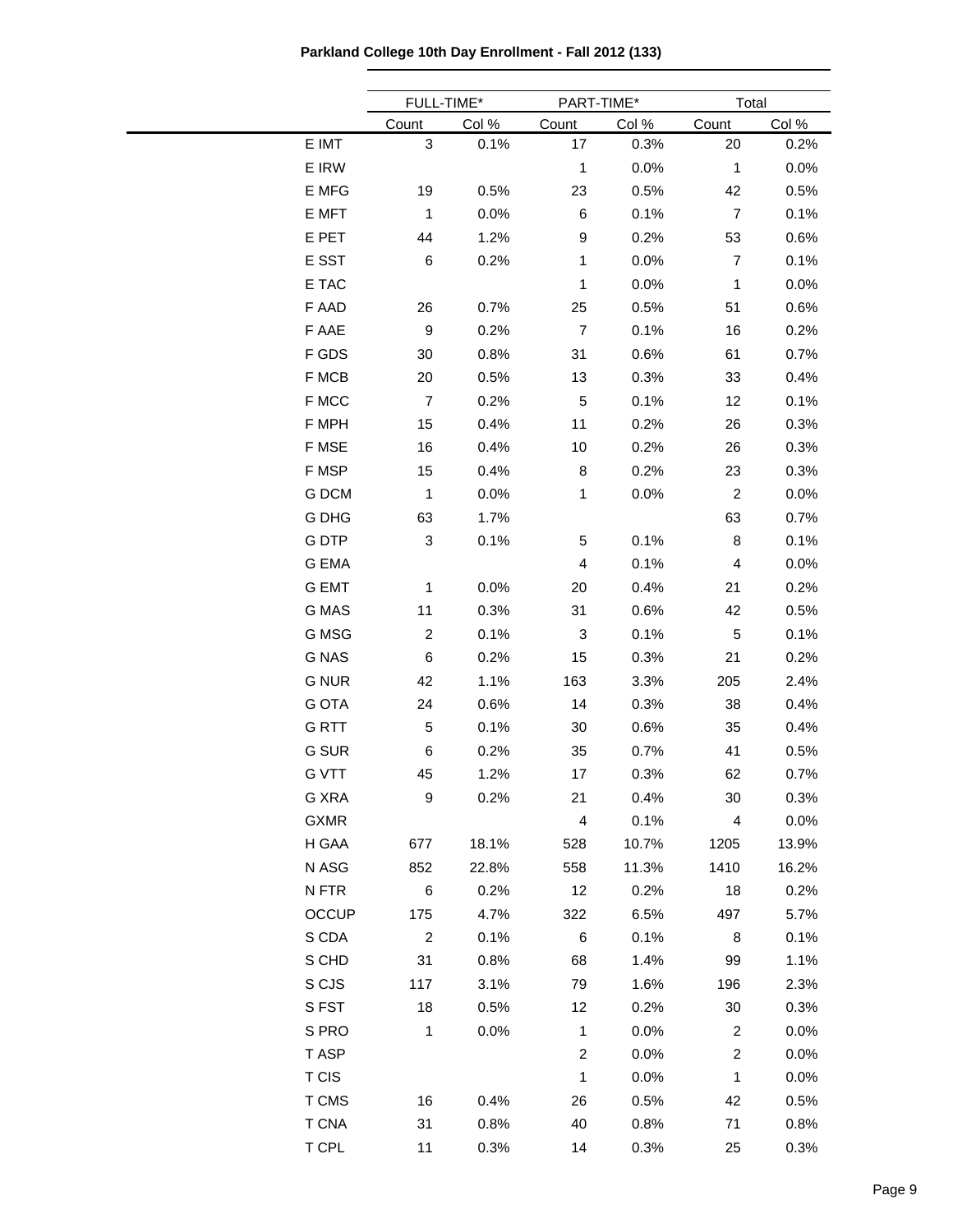**Parkland College 10th Day Enrollment - Fall 2012 (133)**

| | FULL-TIME* | | PART-TIME* | | Total | |
|---|---|---|---|---|---|---|
| | Count | Col % | Count | Col % | Count | Col % |
| E IMT | 3 | 0.1% | 17 | 0.3% | 20 | 0.2% |
| E IRW | | | 1 | 0.0% | 1 | 0.0% |
| E MFG | 19 | 0.5% | 23 | 0.5% | 42 | 0.5% |
| E MFT | 1 | 0.0% | 6 | 0.1% | 7 | 0.1% |
| E PET | 44 | 1.2% | 9 | 0.2% | 53 | 0.6% |
| E SST | 6 | 0.2% | 1 | 0.0% | 7 | 0.1% |
| E TAC | | | 1 | 0.0% | 1 | 0.0% |
| F AAD | 26 | 0.7% | 25 | 0.5% | 51 | 0.6% |
| F AAE | 9 | 0.2% | 7 | 0.1% | 16 | 0.2% |
| F GDS | 30 | 0.8% | 31 | 0.6% | 61 | 0.7% |
| F MCB | 20 | 0.5% | 13 | 0.3% | 33 | 0.4% |
| F MCC | 7 | 0.2% | 5 | 0.1% | 12 | 0.1% |
| F MPH | 15 | 0.4% | 11 | 0.2% | 26 | 0.3% |
| F MSE | 16 | 0.4% | 10 | 0.2% | 26 | 0.3% |
| F MSP | 15 | 0.4% | 8 | 0.2% | 23 | 0.3% |
| G DCM | 1 | 0.0% | 1 | 0.0% | 2 | 0.0% |
| G DHG | 63 | 1.7% | | | 63 | 0.7% |
| G DTP | 3 | 0.1% | 5 | 0.1% | 8 | 0.1% |
| G EMA | | | 4 | 0.1% | 4 | 0.0% |
| G EMT | 1 | 0.0% | 20 | 0.4% | 21 | 0.2% |
| G MAS | 11 | 0.3% | 31 | 0.6% | 42 | 0.5% |
| G MSG | 2 | 0.1% | 3 | 0.1% | 5 | 0.1% |
| G NAS | 6 | 0.2% | 15 | 0.3% | 21 | 0.2% |
| G NUR | 42 | 1.1% | 163 | 3.3% | 205 | 2.4% |
| G OTA | 24 | 0.6% | 14 | 0.3% | 38 | 0.4% |
| G RTT | 5 | 0.1% | 30 | 0.6% | 35 | 0.4% |
| G SUR | 6 | 0.2% | 35 | 0.7% | 41 | 0.5% |
| G VTT | 45 | 1.2% | 17 | 0.3% | 62 | 0.7% |
| G XRA | 9 | 0.2% | 21 | 0.4% | 30 | 0.3% |
| GXMR | | | 4 | 0.1% | 4 | 0.0% |
| H GAA | 677 | 18.1% | 528 | 10.7% | 1205 | 13.9% |
| N ASG | 852 | 22.8% | 558 | 11.3% | 1410 | 16.2% |
| N FTR | 6 | 0.2% | 12 | 0.2% | 18 | 0.2% |
| OCCUP | 175 | 4.7% | 322 | 6.5% | 497 | 5.7% |
| S CDA | 2 | 0.1% | 6 | 0.1% | 8 | 0.1% |
| S CHD | 31 | 0.8% | 68 | 1.4% | 99 | 1.1% |
| S CJS | 117 | 3.1% | 79 | 1.6% | 196 | 2.3% |
| S FST | 18 | 0.5% | 12 | 0.2% | 30 | 0.3% |
| S PRO | 1 | 0.0% | 1 | 0.0% | 2 | 0.0% |
| T ASP | | | 2 | 0.0% | 2 | 0.0% |
| T CIS | | | 1 | 0.0% | 1 | 0.0% |
| T CMS | 16 | 0.4% | 26 | 0.5% | 42 | 0.5% |
| T CNA | 31 | 0.8% | 40 | 0.8% | 71 | 0.8% |
| T CPL | 11 | 0.3% | 14 | 0.3% | 25 | 0.3% |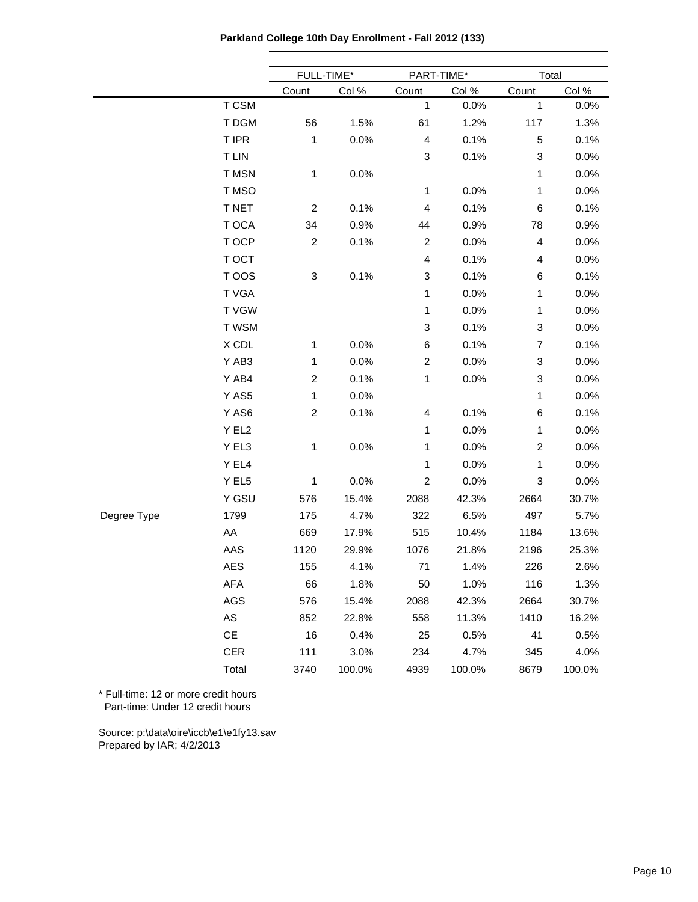**Parkland College 10th Day Enrollment - Fall 2012 (133)**

| | | FULL-TIME* | | PART-TIME* | | Total | |
|---|---|---|---|---|---|---|---|
| | | Count | Col % | Count | Col % | Count | Col % |
| | T CSM | | | 1 | 0.0% | 1 | 0.0% |
| | T DGM | 56 | 1.5% | 61 | 1.2% | 117 | 1.3% |
| | T IPR | 1 | 0.0% | 4 | 0.1% | 5 | 0.1% |
| | T LIN | | | 3 | 0.1% | 3 | 0.0% |
| | T MSN | 1 | 0.0% | | | 1 | 0.0% |
| | T MSO | | | 1 | 0.0% | 1 | 0.0% |
| | T NET | 2 | 0.1% | 4 | 0.1% | 6 | 0.1% |
| | T OCA | 34 | 0.9% | 44 | 0.9% | 78 | 0.9% |
| | T OCP | 2 | 0.1% | 2 | 0.0% | 4 | 0.0% |
| | T OCT | | | 4 | 0.1% | 4 | 0.0% |
| | T OOS | 3 | 0.1% | 3 | 0.1% | 6 | 0.1% |
| | T VGA | | | 1 | 0.0% | 1 | 0.0% |
| | T VGW | | | 1 | 0.0% | 1 | 0.0% |
| | T WSM | | | 3 | 0.1% | 3 | 0.0% |
| | X CDL | 1 | 0.0% | 6 | 0.1% | 7 | 0.1% |
| | Y AB3 | 1 | 0.0% | 2 | 0.0% | 3 | 0.0% |
| | Y AB4 | 2 | 0.1% | 1 | 0.0% | 3 | 0.0% |
| | Y AS5 | 1 | 0.0% | | | 1 | 0.0% |
| | Y AS6 | 2 | 0.1% | 4 | 0.1% | 6 | 0.1% |
| | Y EL2 | | | 1 | 0.0% | 1 | 0.0% |
| | Y EL3 | 1 | 0.0% | 1 | 0.0% | 2 | 0.0% |
| | Y EL4 | | | 1 | 0.0% | 1 | 0.0% |
| | Y EL5 | 1 | 0.0% | 2 | 0.0% | 3 | 0.0% |
| | Y GSU | 576 | 15.4% | 2088 | 42.3% | 2664 | 30.7% |
| Degree Type | 1799 | 175 | 4.7% | 322 | 6.5% | 497 | 5.7% |
| | AA | 669 | 17.9% | 515 | 10.4% | 1184 | 13.6% |
| | AAS | 1120 | 29.9% | 1076 | 21.8% | 2196 | 25.3% |
| | AES | 155 | 4.1% | 71 | 1.4% | 226 | 2.6% |
| | AFA | 66 | 1.8% | 50 | 1.0% | 116 | 1.3% |
| | AGS | 576 | 15.4% | 2088 | 42.3% | 2664 | 30.7% |
| | AS | 852 | 22.8% | 558 | 11.3% | 1410 | 16.2% |
| | CE | 16 | 0.4% | 25 | 0.5% | 41 | 0.5% |
| | CER | 111 | 3.0% | 234 | 4.7% | 345 | 4.0% |
| | Total | 3740 | 100.0% | 4939 | 100.0% | 8679 | 100.0% |

* Full-time: 12 or more credit hours
  Part-time: Under 12 credit hours

Source: p:\data\oire\iccb\e1\e1fy13.sav
Prepared by IAR; 4/2/2013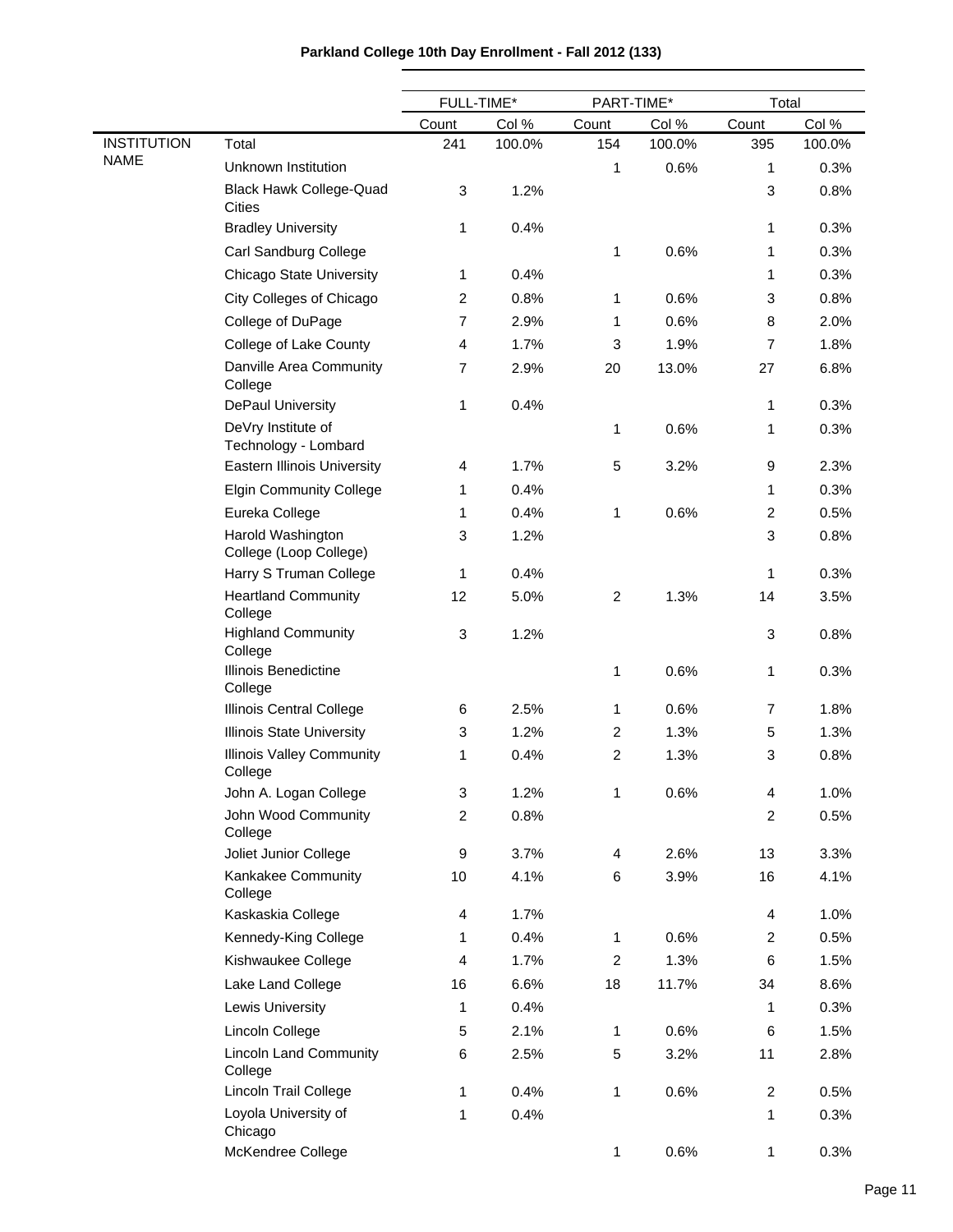**Parkland College 10th Day Enrollment - Fall 2012 (133)**

| | | FULL-TIME* | | PART-TIME* | | Total | |
|---|---|---|---|---|---|---|---|
| | | Count | Col % | Count | Col % | Count | Col % |
| INSTITUTION NAME | Total | 241 | 100.0% | 154 | 100.0% | 395 | 100.0% |
| | Unknown Institution | | | 1 | 0.6% | 1 | 0.3% |
| | Black Hawk College-Quad Cities | 3 | 1.2% | | | 3 | 0.8% |
| | Bradley University | 1 | 0.4% | | | 1 | 0.3% |
| | Carl Sandburg College | | | 1 | 0.6% | 1 | 0.3% |
| | Chicago State University | 1 | 0.4% | | | 1 | 0.3% |
| | City Colleges of Chicago | 2 | 0.8% | 1 | 0.6% | 3 | 0.8% |
| | College of DuPage | 7 | 2.9% | 1 | 0.6% | 8 | 2.0% |
| | College of Lake County | 4 | 1.7% | 3 | 1.9% | 7 | 1.8% |
| | Danville Area Community College | 7 | 2.9% | 20 | 13.0% | 27 | 6.8% |
| | DePaul University | 1 | 0.4% | | | 1 | 0.3% |
| | DeVry Institute of Technology - Lombard | | | 1 | 0.6% | 1 | 0.3% |
| | Eastern Illinois University | 4 | 1.7% | 5 | 3.2% | 9 | 2.3% |
| | Elgin Community College | 1 | 0.4% | | | 1 | 0.3% |
| | Eureka College | 1 | 0.4% | 1 | 0.6% | 2 | 0.5% |
| | Harold Washington College (Loop College) | 3 | 1.2% | | | 3 | 0.8% |
| | Harry S Truman College | 1 | 0.4% | | | 1 | 0.3% |
| | Heartland Community College | 12 | 5.0% | 2 | 1.3% | 14 | 3.5% |
| | Highland Community College | 3 | 1.2% | | | 3 | 0.8% |
| | Illinois Benedictine College | | | 1 | 0.6% | 1 | 0.3% |
| | Illinois Central College | 6 | 2.5% | 1 | 0.6% | 7 | 1.8% |
| | Illinois State University | 3 | 1.2% | 2 | 1.3% | 5 | 1.3% |
| | Illinois Valley Community College | 1 | 0.4% | 2 | 1.3% | 3 | 0.8% |
| | John A. Logan College | 3 | 1.2% | 1 | 0.6% | 4 | 1.0% |
| | John Wood Community College | 2 | 0.8% | | | 2 | 0.5% |
| | Joliet Junior College | 9 | 3.7% | 4 | 2.6% | 13 | 3.3% |
| | Kankakee Community College | 10 | 4.1% | 6 | 3.9% | 16 | 4.1% |
| | Kaskaskia College | 4 | 1.7% | | | 4 | 1.0% |
| | Kennedy-King College | 1 | 0.4% | 1 | 0.6% | 2 | 0.5% |
| | Kishwaukee College | 4 | 1.7% | 2 | 1.3% | 6 | 1.5% |
| | Lake Land College | 16 | 6.6% | 18 | 11.7% | 34 | 8.6% |
| | Lewis University | 1 | 0.4% | | | 1 | 0.3% |
| | Lincoln College | 5 | 2.1% | 1 | 0.6% | 6 | 1.5% |
| | Lincoln Land Community College | 6 | 2.5% | 5 | 3.2% | 11 | 2.8% |
| | Lincoln Trail College | 1 | 0.4% | 1 | 0.6% | 2 | 0.5% |
| | Loyola University of Chicago | 1 | 0.4% | | | 1 | 0.3% |
| | McKendree College | | | 1 | 0.6% | 1 | 0.3% |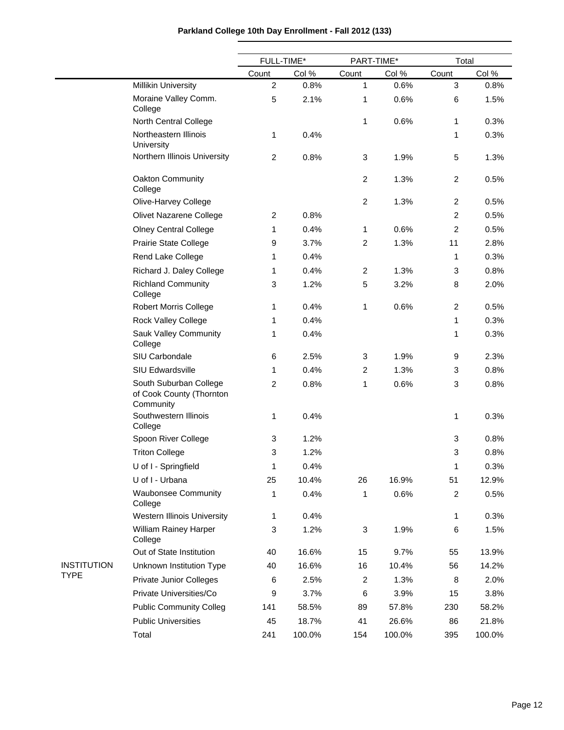**Parkland College 10th Day Enrollment - Fall 2012 (133)**

| | | FULL-TIME* | | PART-TIME* | | Total | |
|---|---|---|---|---|---|---|---|
| | | Count | Col % | Count | Col % | Count | Col % |
| | Millikin University | 2 | 0.8% | 1 | 0.6% | 3 | 0.8% |
| | Moraine Valley Comm. College | 5 | 2.1% | 1 | 0.6% | 6 | 1.5% |
| | North Central College | | | 1 | 0.6% | 1 | 0.3% |
| | Northeastern Illinois University | 1 | 0.4% | | | 1 | 0.3% |
| | Northern Illinois University | 2 | 0.8% | 3 | 1.9% | 5 | 1.3% |
| | Oakton Community College | | | 2 | 1.3% | 2 | 0.5% |
| | Olive-Harvey College | | | 2 | 1.3% | 2 | 0.5% |
| | Olivet Nazarene College | 2 | 0.8% | | | 2 | 0.5% |
| | Olney Central College | 1 | 0.4% | 1 | 0.6% | 2 | 0.5% |
| | Prairie State College | 9 | 3.7% | 2 | 1.3% | 11 | 2.8% |
| | Rend Lake College | 1 | 0.4% | | | 1 | 0.3% |
| | Richard J. Daley College | 1 | 0.4% | 2 | 1.3% | 3 | 0.8% |
| | Richland Community College | 3 | 1.2% | 5 | 3.2% | 8 | 2.0% |
| | Robert Morris College | 1 | 0.4% | 1 | 0.6% | 2 | 0.5% |
| | Rock Valley College | 1 | 0.4% | | | 1 | 0.3% |
| | Sauk Valley Community College | 1 | 0.4% | | | 1 | 0.3% |
| | SIU Carbondale | 6 | 2.5% | 3 | 1.9% | 9 | 2.3% |
| | SIU Edwardsville | 1 | 0.4% | 2 | 1.3% | 3 | 0.8% |
| | South Suburban College of Cook County (Thornton Community | 2 | 0.8% | 1 | 0.6% | 3 | 0.8% |
| | Southwestern Illinois College | 1 | 0.4% | | | 1 | 0.3% |
| | Spoon River College | 3 | 1.2% | | | 3 | 0.8% |
| | Triton College | 3 | 1.2% | | | 3 | 0.8% |
| | U of I - Springfield | 1 | 0.4% | | | 1 | 0.3% |
| | U of I - Urbana | 25 | 10.4% | 26 | 16.9% | 51 | 12.9% |
| | Waubonsee Community College | 1 | 0.4% | 1 | 0.6% | 2 | 0.5% |
| | Western Illinois University | 1 | 0.4% | | | 1 | 0.3% |
| | William Rainey Harper College | 3 | 1.2% | 3 | 1.9% | 6 | 1.5% |
| | Out of State Institution | 40 | 16.6% | 15 | 9.7% | 55 | 13.9% |
| INSTITUTION TYPE | Unknown Institution Type | 40 | 16.6% | 16 | 10.4% | 56 | 14.2% |
| | Private Junior Colleges | 6 | 2.5% | 2 | 1.3% | 8 | 2.0% |
| | Private Universities/Co | 9 | 3.7% | 6 | 3.9% | 15 | 3.8% |
| | Public Community Colleg | 141 | 58.5% | 89 | 57.8% | 230 | 58.2% |
| | Public Universities | 45 | 18.7% | 41 | 26.6% | 86 | 21.8% |
| | Total | 241 | 100.0% | 154 | 100.0% | 395 | 100.0% |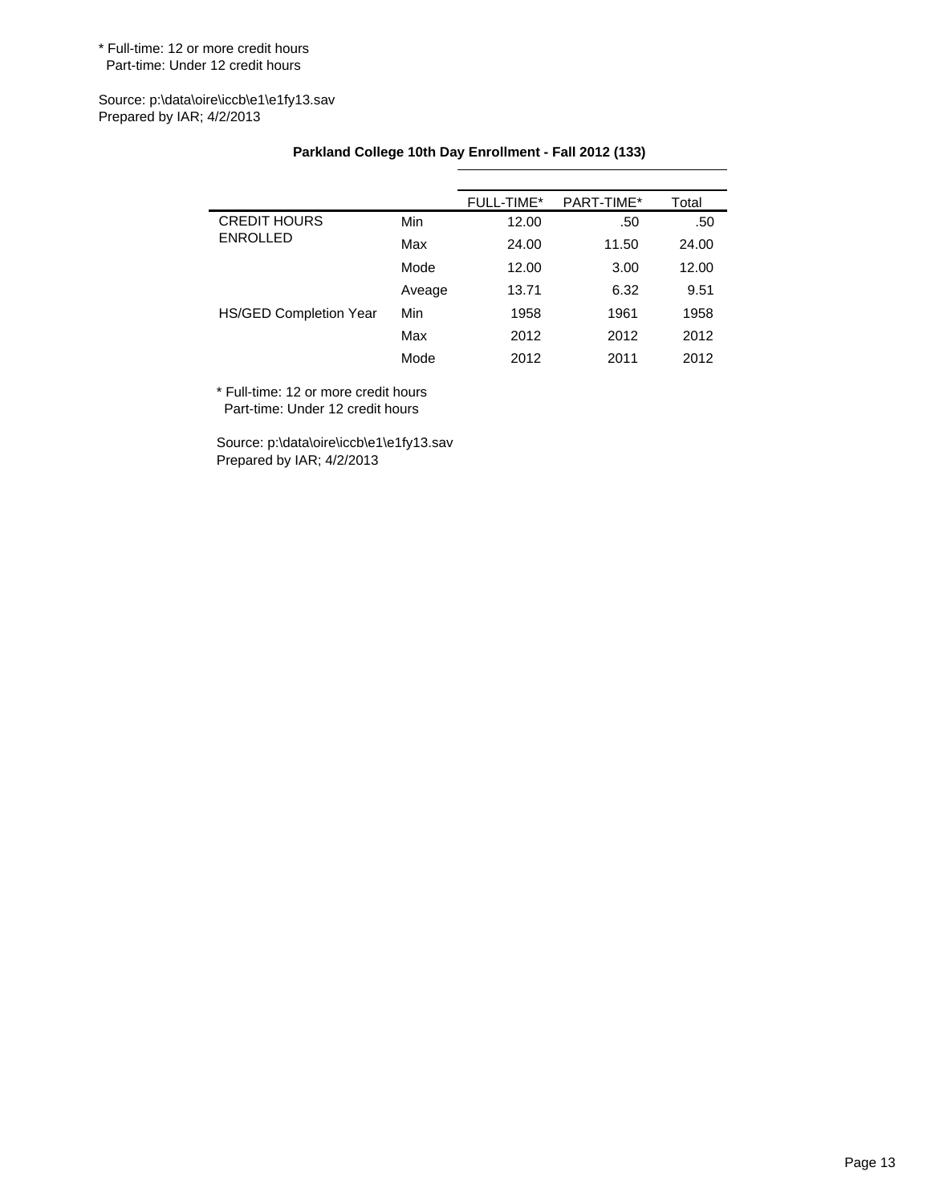* Full-time: 12 or more credit hours
  Part-time: Under 12 credit hours

Source: p:\data\oire\iccb\e1\e1fy13.sav
Prepared by IAR; 4/2/2013

**Parkland College 10th Day Enrollment - Fall 2012 (133)**

| | | FULL-TIME* | PART-TIME* | Total |
|---|---|---|---|---|
| CREDIT HOURS ENROLLED | Min | 12.00 | .50 | .50 |
| | Max | 24.00 | 11.50 | 24.00 |
| | Mode | 12.00 | 3.00 | 12.00 |
| | Aveage | 13.71 | 6.32 | 9.51 |
| HS/GED Completion Year | Min | 1958 | 1961 | 1958 |
| | Max | 2012 | 2012 | 2012 |
| | Mode | 2012 | 2011 | 2012 |

* Full-time: 12 or more credit hours
  Part-time: Under 12 credit hours

Source: p:\data\oire\iccb\e1\e1fy13.sav
Prepared by IAR; 4/2/2013